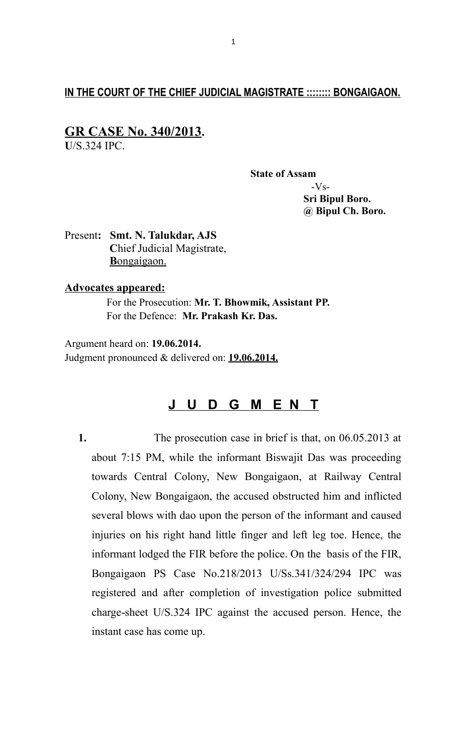**IN THE COURT OF THE CHIEF JUDICIAL MAGISTRATE :::::::: BONGAIGAON.**

## GR CASE No. 340/2013.

U/S.324 IPC.

**State of Assam**

-Vs-

**Sri Bipul Boro.**
**@ Bipul Ch. Boro.**

Present**: Smt. N. Talukdar, AJS**
Chief Judicial Magistrate,
Bongaigaon.

**Advocates appeared:**

For the Prosecution: **Mr. T. Bhowmik, Assistant PP.**
For the Defence: **Mr. Prakash Kr. Das.**

Argument heard on: **19.06.2014.**
Judgment pronounced & delivered on: **19.06.2014.**

## J U D G M E N T

**1.** The prosecution case in brief is that, on 06.05.2013 at about 7:15 PM, while the informant Biswajit Das was proceeding towards Central Colony, New Bongaigaon, at Railway Central Colony, New Bongaigaon, the accused obstructed him and inflicted several blows with dao upon the person of the informant and caused injuries on his right hand little finger and left leg toe. Hence, the informant lodged the FIR before the police. On the basis of the FIR, Bongaigaon PS Case No.218/2013 U/Ss.341/324/294 IPC was registered and after completion of investigation police submitted charge-sheet U/S.324 IPC against the accused person. Hence, the instant case has come up.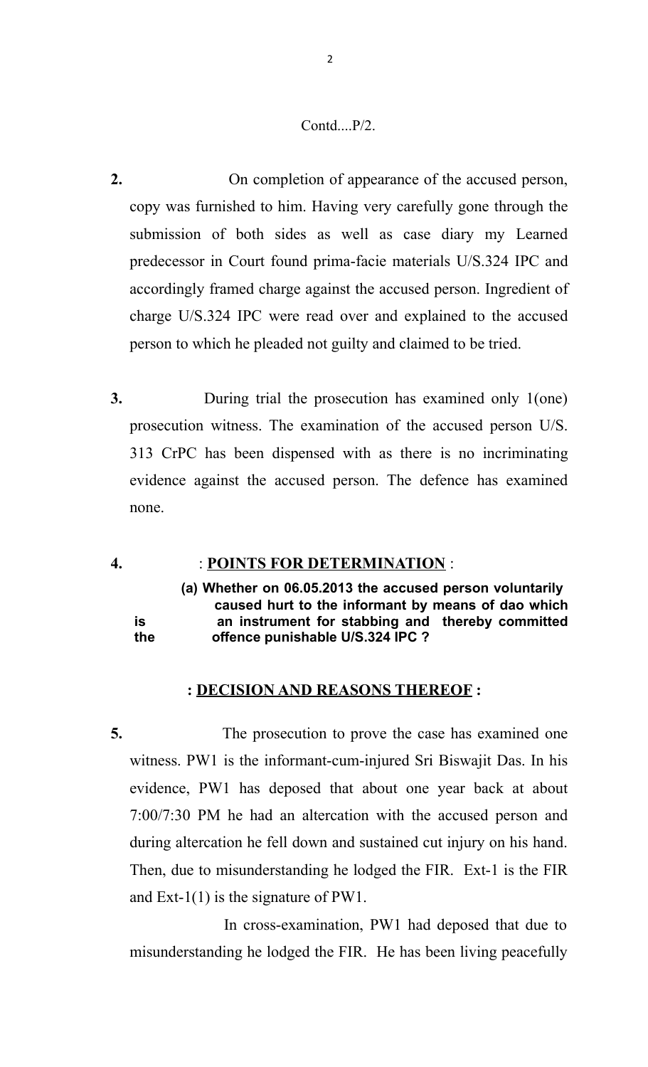Contd....P/2.

**2.** On completion of appearance of the accused person, copy was furnished to him. Having very carefully gone through the submission of both sides as well as case diary my Learned predecessor in Court found prima-facie materials U/S.324 IPC and accordingly framed charge against the accused person. Ingredient of charge U/S.324 IPC were read over and explained to the accused person to which he pleaded not guilty and claimed to be tried.

**3.** During trial the prosecution has examined only 1(one) prosecution witness. The examination of the accused person U/S. 313 CrPC has been dispensed with as there is no incriminating evidence against the accused person. The defence has examined none.

**4.** : **POINTS FOR DETERMINATION** :

**(a) Whether on 06.05.2013 the accused person voluntarily caused hurt to the informant by means of dao which is an instrument for stabbing and thereby committed the offence punishable U/S.324 IPC ?**

**: DECISION AND REASONS THEREOF :**

**5.** The prosecution to prove the case has examined one witness. PW1 is the informant-cum-injured Sri Biswajit Das. In his evidence, PW1 has deposed that about one year back at about 7:00/7:30 PM he had an altercation with the accused person and during altercation he fell down and sustained cut injury on his hand. Then, due to misunderstanding he lodged the FIR. Ext-1 is the FIR and Ext-1(1) is the signature of PW1.

In cross-examination, PW1 had deposed that due to misunderstanding he lodged the FIR. He has been living peacefully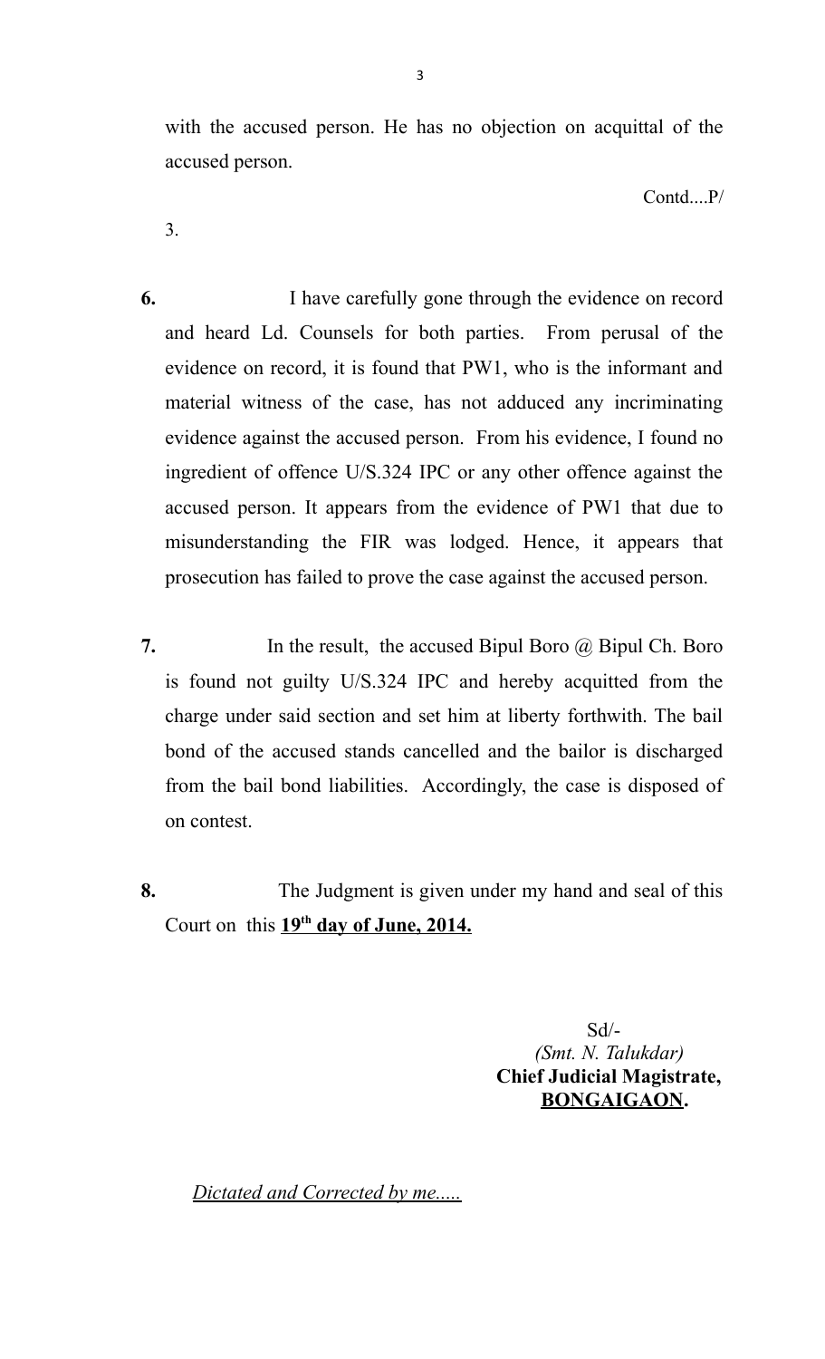with the accused person. He has no objection on acquittal of the accused person.

Contd....P/

3.

**6.** I have carefully gone through the evidence on record and heard Ld. Counsels for both parties. From perusal of the evidence on record, it is found that PW1, who is the informant and material witness of the case, has not adduced any incriminating evidence against the accused person. From his evidence, I found no ingredient of offence U/S.324 IPC or any other offence against the accused person. It appears from the evidence of PW1 that due to misunderstanding the FIR was lodged. Hence, it appears that prosecution has failed to prove the case against the accused person.

**7.** In the result, the accused Bipul Boro @ Bipul Ch. Boro is found not guilty U/S.324 IPC and hereby acquitted from the charge under said section and set him at liberty forthwith. The bail bond of the accused stands cancelled and the bailor is discharged from the bail bond liabilities. Accordingly, the case is disposed of on contest.

**8.** The Judgment is given under my hand and seal of this Court on this **19th day of June, 2014.**

Sd/-
*(Smt. N. Talukdar)*
**Chief Judicial Magistrate,**
**BONGAIGAON.**

*Dictated and Corrected by me.....*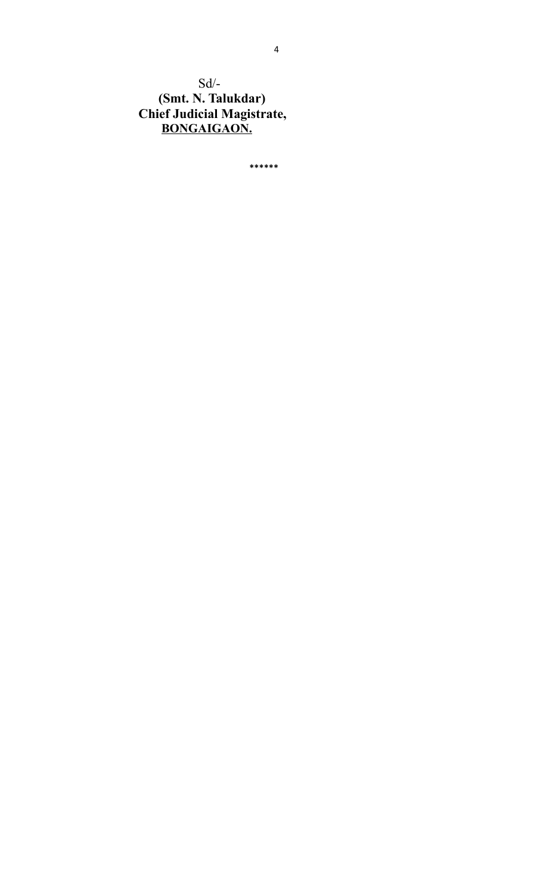Sd/-

**(Smt. N. Talukdar)**
**Chief Judicial Magistrate,**
**BONGAIGAON.**

******